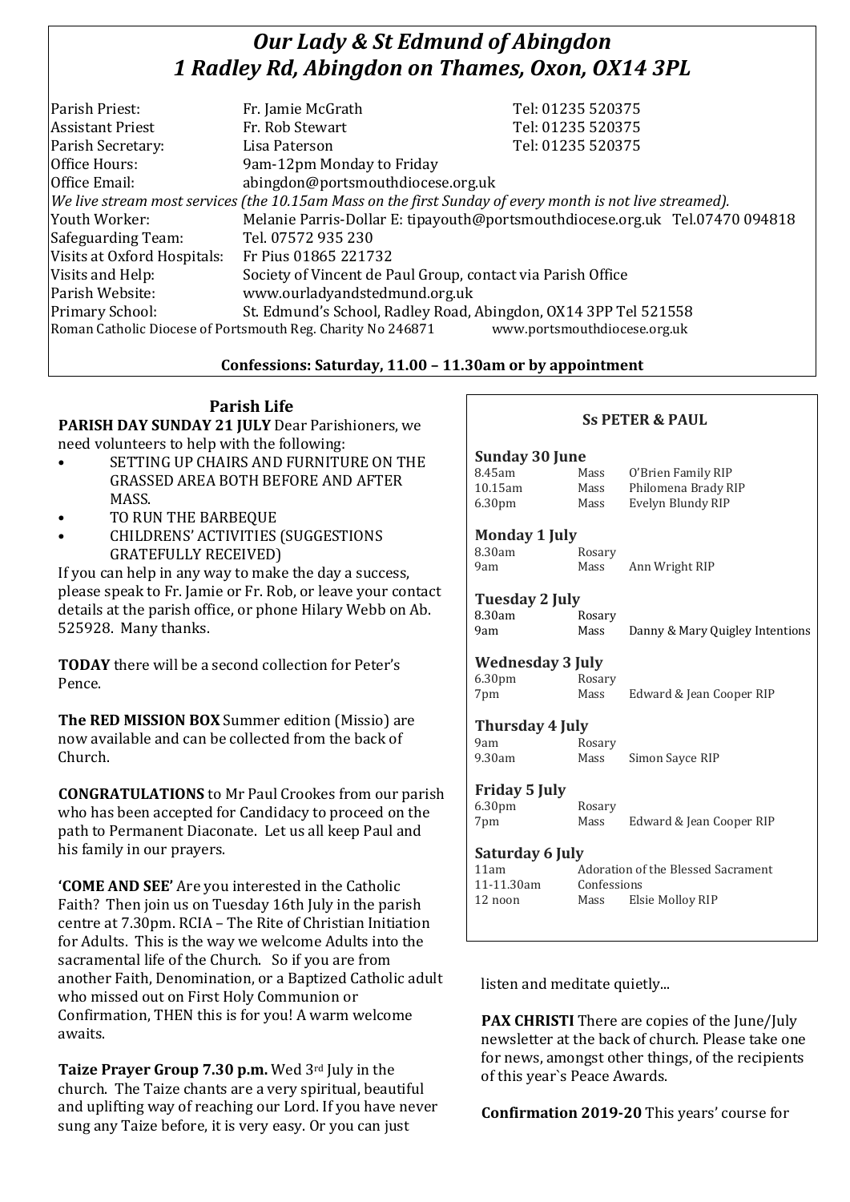# *Our Lady & St Edmund of Abingdon*
# *1 Radley Rd, Abingdon on Thames, Oxon, OX14 3PL*

| | | |
|---|---|---|
| Parish Priest: | Fr. Jamie McGrath | Tel: 01235 520375 |
| Assistant Priest | Fr. Rob Stewart | Tel: 01235 520375 |
| Parish Secretary: | Lisa Paterson | Tel: 01235 520375 |
| Office Hours: | 9am-12pm Monday to Friday | |
| Office Email: | abingdon@portsmouthdiocese.org.uk | |

*We live stream most services (the 10.15am Mass on the first Sunday of every month is not live streamed).*

| | |
|---|---|
| Youth Worker: | Melanie Parris-Dollar E: tipayouth@portsmouthdiocese.org.uk Tel.07470 094818 |
| Safeguarding Team: | Tel. 07572 935 230 |
| Visits at Oxford Hospitals: | Fr Pius 01865 221732 |
| Visits and Help: | Society of Vincent de Paul Group, contact via Parish Office |
| Parish Website: | www.ourladyandstedmund.org.uk |
| Primary School: | St. Edmund's School, Radley Road, Abingdon, OX14 3PP Tel 521558 |

Roman Catholic Diocese of Portsmouth Reg. Charity No 246871 www.portsmouthdiocese.org.uk

**Confessions: Saturday, 11.00 – 11.30am or by appointment**

## Parish Life

**PARISH DAY SUNDAY 21 JULY** Dear Parishioners, we need volunteers to help with the following:

- SETTING UP CHAIRS AND FURNITURE ON THE GRASSED AREA BOTH BEFORE AND AFTER MASS.
- TO RUN THE BARBEQUE
- CHILDRENS' ACTIVITIES (SUGGESTIONS GRATEFULLY RECEIVED)

If you can help in any way to make the day a success, please speak to Fr. Jamie or Fr. Rob, or leave your contact details at the parish office, or phone Hilary Webb on Ab. 525928. Many thanks.

**TODAY** there will be a second collection for Peter's Pence.

**The RED MISSION BOX** Summer edition (Missio) are now available and can be collected from the back of Church.

**CONGRATULATIONS** to Mr Paul Crookes from our parish who has been accepted for Candidacy to proceed on the path to Permanent Diaconate. Let us all keep Paul and his family in our prayers.

**'COME AND SEE'** Are you interested in the Catholic Faith? Then join us on Tuesday 16th July in the parish centre at 7.30pm. RCIA – The Rite of Christian Initiation for Adults. This is the way we welcome Adults into the sacramental life of the Church. So if you are from another Faith, Denomination, or a Baptized Catholic adult who missed out on First Holy Communion or Confirmation, THEN this is for you! A warm welcome awaits.

**Taize Prayer Group 7.30 p.m.** Wed 3rd July in the church. The Taize chants are a very spiritual, beautiful and uplifting way of reaching our Lord. If you have never sung any Taize before, it is very easy. Or you can just listen and meditate quietly...

### Ss PETER & PAUL

**Sunday 30 June**

| | | |
|---|---|---|
| 8.45am | Mass | O'Brien Family RIP |
| 10.15am | Mass | Philomena Brady RIP |
| 6.30pm | Mass | Evelyn Blundy RIP |

**Monday 1 July**

| | | |
|---|---|---|
| 8.30am | Rosary | |
| 9am | Mass | Ann Wright RIP |

**Tuesday 2 July**

| | | |
|---|---|---|
| 8.30am | Rosary | |
| 9am | Mass | Danny & Mary Quigley Intentions |

**Wednesday 3 July**

| | | |
|---|---|---|
| 6.30pm | Rosary | |
| 7pm | Mass | Edward & Jean Cooper RIP |

**Thursday 4 July**

| | | |
|---|---|---|
| 9am | Rosary | |
| 9.30am | Mass | Simon Sayce RIP |

**Friday 5 July**

| | | |
|---|---|---|
| 6.30pm | Rosary | |
| 7pm | Mass | Edward & Jean Cooper RIP |

**Saturday 6 July**

| | | |
|---|---|---|
| 11am | Adoration of the Blessed Sacrament | |
| 11-11.30am | Confessions | |
| 12 noon | Mass | Elsie Molloy RIP |

**PAX CHRISTI** There are copies of the June/July newsletter at the back of church. Please take one for news, amongst other things, of the recipients of this year`s Peace Awards.

**Confirmation 2019-20** This years' course for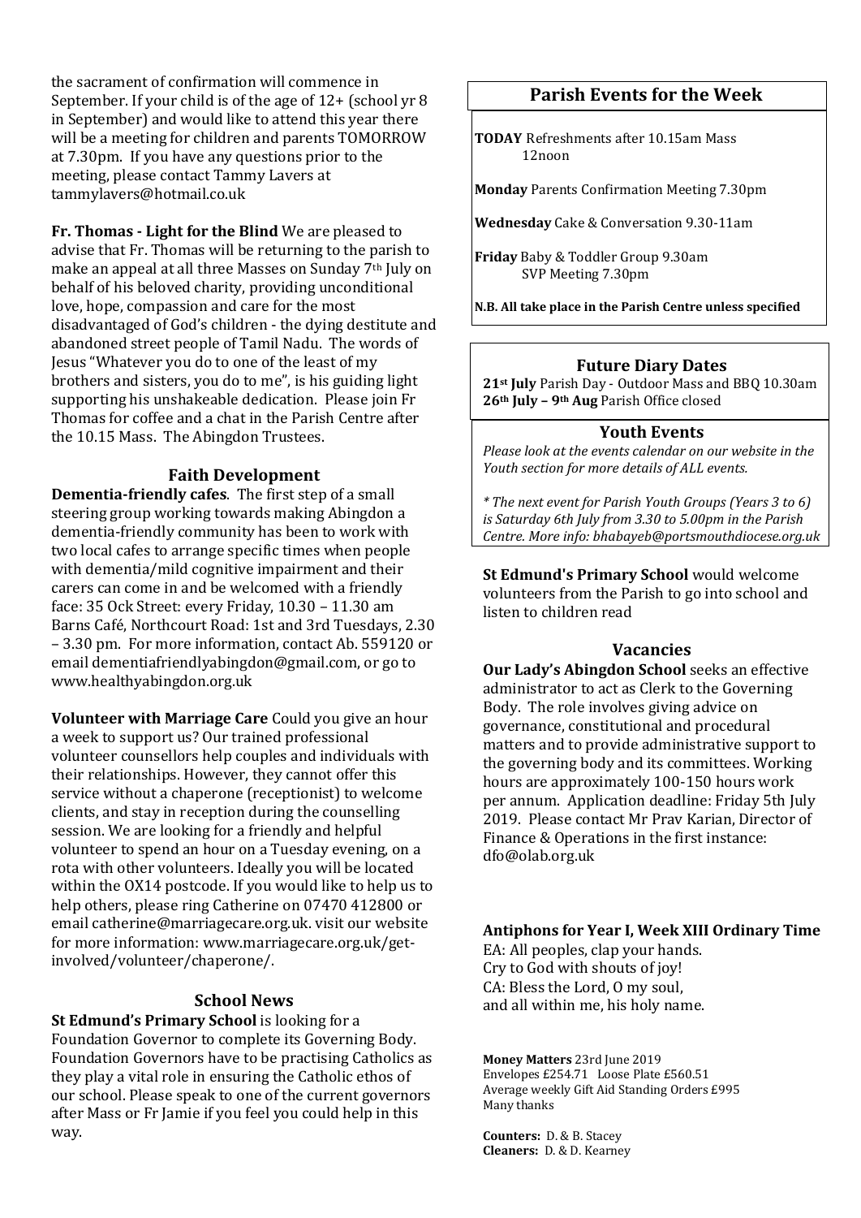the sacrament of confirmation will commence in September. If your child is of the age of 12+ (school yr 8 in September) and would like to attend this year there will be a meeting for children and parents TOMORROW at 7.30pm. If you have any questions prior to the meeting, please contact Tammy Lavers at tammylavers@hotmail.co.uk

**Fr. Thomas - Light for the Blind** We are pleased to advise that Fr. Thomas will be returning to the parish to make an appeal at all three Masses on Sunday 7th July on behalf of his beloved charity, providing unconditional love, hope, compassion and care for the most disadvantaged of God's children - the dying destitute and abandoned street people of Tamil Nadu. The words of Jesus "Whatever you do to one of the least of my brothers and sisters, you do to me", is his guiding light supporting his unshakeable dedication. Please join Fr Thomas for coffee and a chat in the Parish Centre after the 10.15 Mass. The Abingdon Trustees.

## Faith Development

**Dementia-friendly cafes**. The first step of a small steering group working towards making Abingdon a dementia-friendly community has been to work with two local cafes to arrange specific times when people with dementia/mild cognitive impairment and their carers can come in and be welcomed with a friendly face: 35 Ock Street: every Friday, 10.30 – 11.30 am Barns Café, Northcourt Road: 1st and 3rd Tuesdays, 2.30 – 3.30 pm. For more information, contact Ab. 559120 or email dementiafriendlyabingdon@gmail.com, or go to www.healthyabingdon.org.uk

**Volunteer with Marriage Care** Could you give an hour a week to support us? Our trained professional volunteer counsellors help couples and individuals with their relationships. However, they cannot offer this service without a chaperone (receptionist) to welcome clients, and stay in reception during the counselling session. We are looking for a friendly and helpful volunteer to spend an hour on a Tuesday evening, on a rota with other volunteers. Ideally you will be located within the OX14 postcode. If you would like to help us to help others, please ring Catherine on 07470 412800 or email catherine@marriagecare.org.uk. visit our website for more information: www.marriagecare.org.uk/get-involved/volunteer/chaperone/.

## School News

**St Edmund's Primary School** is looking for a Foundation Governor to complete its Governing Body. Foundation Governors have to be practising Catholics as they play a vital role in ensuring the Catholic ethos of our school. Please speak to one of the current governors after Mass or Fr Jamie if you feel you could help in this way.

## Parish Events for the Week

**TODAY** Refreshments after 10.15am Mass
12noon

**Monday** Parents Confirmation Meeting 7.30pm

**Wednesday** Cake & Conversation 9.30-11am

**Friday** Baby & Toddler Group 9.30am
SVP Meeting 7.30pm

**N.B. All take place in the Parish Centre unless specified**

## Future Diary Dates

**21st July** Parish Day - Outdoor Mass and BBQ 10.30am
**26th July – 9th Aug** Parish Office closed

## Youth Events

*Please look at the events calendar on our website in the Youth section for more details of ALL events.*

** The next event for Parish Youth Groups (Years 3 to 6) is Saturday 6th July from 3.30 to 5.00pm in the Parish Centre. More info: bhabayeb@portsmouthdiocese.org.uk*

**St Edmund's Primary School** would welcome volunteers from the Parish to go into school and listen to children read

## Vacancies

**Our Lady's Abingdon School** seeks an effective administrator to act as Clerk to the Governing Body. The role involves giving advice on governance, constitutional and procedural matters and to provide administrative support to the governing body and its committees. Working hours are approximately 100-150 hours work per annum. Application deadline: Friday 5th July 2019. Please contact Mr Prav Karian, Director of Finance & Operations in the first instance: dfo@olab.org.uk

### Antiphons for Year I, Week XIII Ordinary Time

EA: All peoples, clap your hands.
Cry to God with shouts of joy!
CA: Bless the Lord, O my soul,
and all within me, his holy name.

**Money Matters** 23rd June 2019
Envelopes £254.71 Loose Plate £560.51
Average weekly Gift Aid Standing Orders £995
Many thanks

**Counters:** D. & B. Stacey
**Cleaners:** D. & D. Kearney